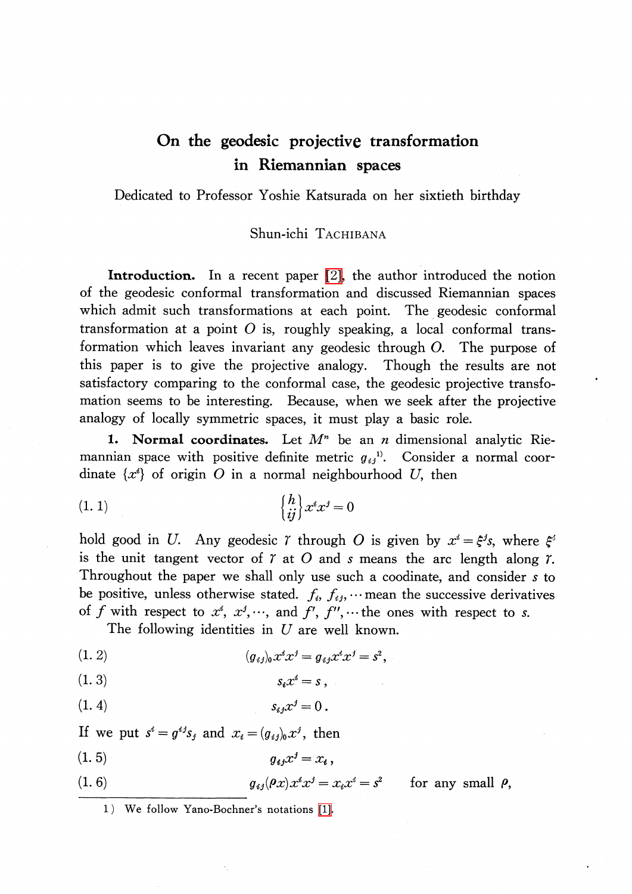# On the geodesic projective transformation in Riemannian spaces

Dedicated to Professor Yoshie Katsurada on her sixtieth birthday

Shun-ichi TACHIBANA

**Introduction.** In a recent paper [2], the author introduced the notion of the geodesic conformal transformation and discussed Riemannian spaces which admit such transformations at each point. The geodesic conformal transformation at a point $O$ is, roughly speaking, a local conformal transformation which leaves invariant any geodesic through $O$. The purpose of this paper is to give the projective analogy. Though the results are not satisfactory comparing to the conformal case, the geodesic projective transfomation seems to be interesting. Because, when we seek after the projective analogy of locally symmetric spaces, it must play a basic role.

**1. Normal coordinates.** Let $M^n$ be an $n$ dimensional analytic Riemannian space with positive definite metric $g_{ij}$[1]. Consider a normal coordinate $\{x^i\}$ of origin $O$ in a normal neighbourhood $U$, then

$$\left\{ {h \atop ij} \right\} x^i x^j = 0 \tag{1.1}$$

hold good in $U$. Any geodesic $\gamma$ through $O$ is given by $x^i = \xi^i s$, where $\xi^i$ is the unit tangent vector of $\gamma$ at $O$ and $s$ means the arc length along $\gamma$. Throughout the paper we shall only use such a coodinate, and consider $s$ to be positive, unless otherwise stated. $f_i$, $f_{ij}$, $\cdots$ mean the successive derivatives of $f$ with respect to $x^i$, $x^j$, $\cdots$, and $f'$, $f''$, $\cdots$ the ones with respect to $s$.

The following identities in $U$ are well known.

$$(g_{ij})_0 x^i x^j = g_{ij} x^i x^j = s^2, \tag{1.2}$$

$$s_i x^i = s, \tag{1.3}$$

$$s_{ij} x^j = 0. \tag{1.4}$$

If we put $s^i = g^{ij} s_j$ and $x_i = (g_{ij})_0 x^j$, then

$$g_{ij} x^j = x_i, \tag{1.5}$$

$$g_{ij}(\rho x) x^i x^j = x_i x^i = s^2 \qquad \text{for any small } \rho, \tag{1.6}$$

---

1) We follow Yano-Bochner's notations [1].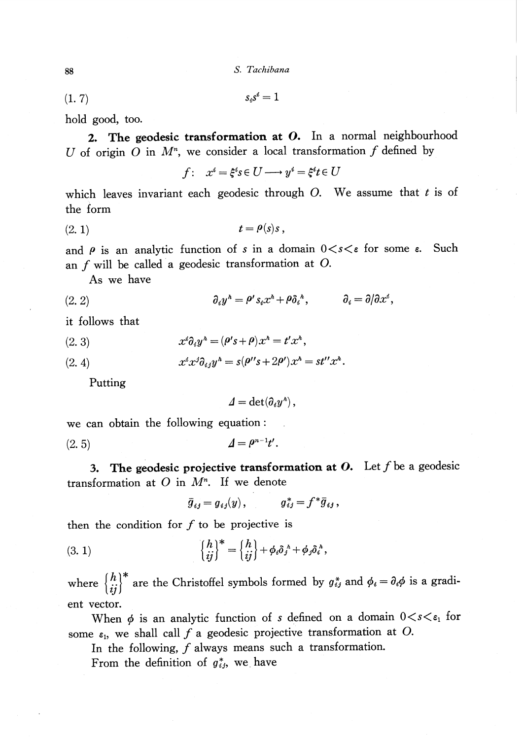$$s_i s^i = 1 \tag{1.7}$$

hold good, too.

**2. The geodesic transformation at $O$.** In a normal neighbourhood $U$ of origin $O$ in $M^n$, we consider a local transformation $f$ defined by

$$f:\ x^i = \xi^i s \in U \longrightarrow y^i = \xi^i t \in U$$

which leaves invariant each geodesic through $O$. We assume that $t$ is of the form

$$t = \rho(s) s, \tag{2.1}$$

and $\rho$ is an analytic function of $s$ in a domain $0<s<\varepsilon$ for some $\varepsilon$. Such an $f$ will be called a geodesic transformation at $O$.

As we have

$$\partial_i y^h = \rho' s_i x^h + \rho \delta_i^h, \qquad \partial_i = \partial/\partial x^i, \tag{2.2}$$

it follows that

$$x^i \partial_i y^h = (\rho' s + \rho) x^h = t' x^h, \tag{2.3}$$

$$x^i x^j \partial_{ij} y^h = s(\rho'' s + 2\rho') x^h = s t'' x^h. \tag{2.4}$$

Putting

$$\varDelta = \det(\partial_i y^h),$$

we can obtain the following equation:

$$\varDelta = \rho^{n-1} t'. \tag{2.5}$$

**3. The geodesic projective transformation at $O$.** Let $f$ be a geodesic transformation at $O$ in $M^n$. If we denote

$$\bar{g}_{ij} = g_{ij}(y), \qquad g^*_{ij} = f^* \bar{g}_{ij},$$

then the condition for $f$ to be projective is

$$\left\{ {h \atop ij} \right\}^* = \left\{ {h \atop ij} \right\} + \phi_i \delta_j^h + \phi_j \delta_i^h, \tag{3.1}$$

where $\left\{ {h \atop ij} \right\}^*$ are the Christoffel symbols formed by $g^*_{ij}$ and $\phi_i = \partial_i \phi$ is a gradient vector.

When $\phi$ is an analytic function of $s$ defined on a domain $0<s<\varepsilon_1$ for some $\varepsilon_1$, we shall call $f$ a geodesic projective transformation at $O$.

In the following, $f$ always means such a transformation.

From the definition of $g^*_{ij}$, we have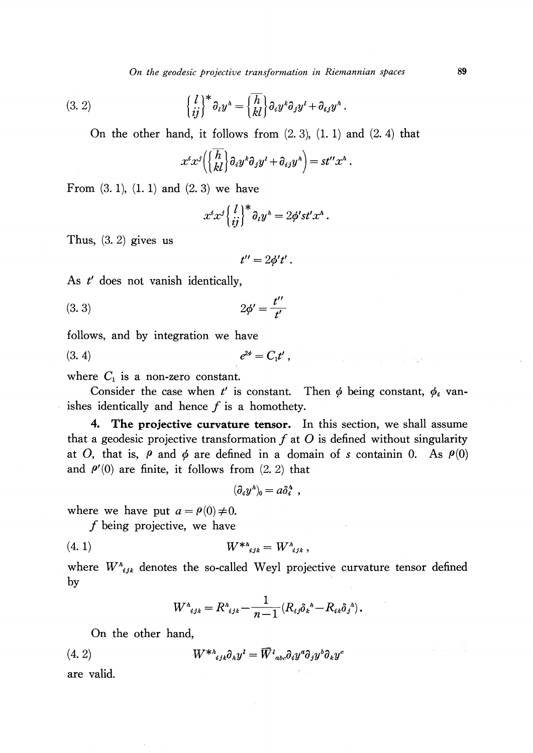$$\left\{ {l \atop ij} \right\}^* \partial_l y^h = \overline{\left\{ {h \atop kl} \right\}} \partial_i y^k \partial_j y^l + \partial_{ij} y^h . \tag{3. 2}$$

On the other hand, it follows from (2. 3), (1. 1) and (2. 4) that

$$x^i x^j \left( \overline{\left\{ {h \atop kl} \right\}} \partial_i y^k \partial_j y^l + \partial_{ij} y^h \right) = st'' x^h .$$

From (3. 1), (1. 1) and (2. 3) we have

$$x^i x^j \left\{ {l \atop ij} \right\}^* \partial_l y^h = 2\phi' st' x^h .$$

Thus, (3. 2) gives us

$$t'' = 2\phi' t' .$$

As $t'$ does not vanish identically,

$$2\phi' = \frac{t''}{t'} \tag{3. 3}$$

follows, and by integration we have

$$e^{2\phi} = C_1 t' , \tag{3. 4}$$

where $C_1$ is a non-zero constant.

Consider the case when $t'$ is constant. Then $\phi$ being constant, $\phi_i$ vanishes identically and hence $f$ is a homothety.

**4. The projective curvature tensor.** In this section, we shall assume that a geodesic projective transformation $f$ at $O$ is defined without singularity at $O$, that is, $\rho$ and $\phi$ are defined in a domain of $s$ containin 0. As $\rho(0)$ and $\rho'(0)$ are finite, it follows from (2. 2) that

$$(\partial_i y^h)_0 = a\delta_i^h ,$$

where we have put $a = \rho(0) \neq 0$.

$f$ being projective, we have

$$W^{*h}{}_{ijk} = W^h{}_{ijk} , \tag{4. 1}$$

where $W^h{}_{ijk}$ denotes the so-called Weyl projective curvature tensor defined by

$$W^h{}_{ijk} = R^h{}_{ijk} - \frac{1}{n-1}(R_{ij}\delta_k{}^h - R_{ik}\delta_j{}^h).$$

On the other hand,

$$W^{*h}{}_{ijk} \partial_h y^l = \overline{W}^l{}_{abc} \partial_i y^a \partial_j y^b \partial_k y^c \tag{4. 2}$$

are valid.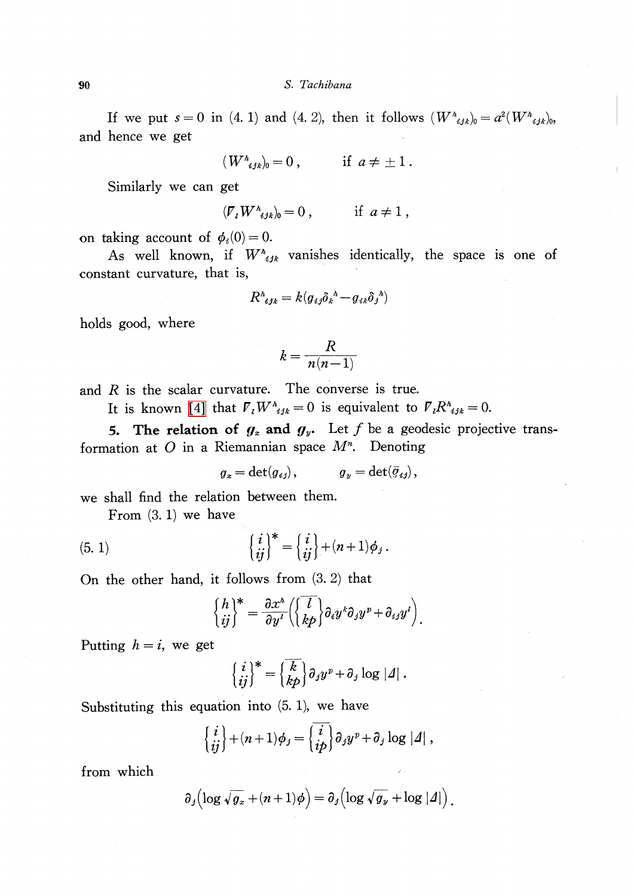If we put $s=0$ in (4. 1) and (4. 2), then it follows $(W^h{}_{ijk})_0 = a^2(W^h{}_{ijk})_0$, and hence we get

$$(W^h{}_{ijk})_0 = 0\,, \qquad \text{if } a \neq \pm 1\,.$$

Similarly we can get

$$(\nabla_l W^h{}_{ijk})_0 = 0\,, \qquad \text{if } a \neq 1\,,$$

on taking account of $\phi_i(0)=0$.

As well known, if $W^h{}_{ijk}$ vanishes identically, the space is one of constant curvature, that is,

$$R^h{}_{ijk} = k(g_{ij}\delta_k{}^h - g_{ik}\delta_j{}^h)$$

holds good, where

$$k = \frac{R}{n(n-1)}$$

and $R$ is the scalar curvature. The converse is true.

It is known [4] that $\nabla_l W^h{}_{ijk}=0$ is equivalent to $\nabla_l R^h{}_{ijk}=0$.

**5. The relation of $g_x$ and $g_y$.** Let $f$ be a geodesic projective transformation at $O$ in a Riemannian space $M^n$. Denoting

$$g_x = \det(g_{ij})\,, \qquad g_y = \det(\bar{g}_{ij})\,,$$

we shall find the relation between them.

From (3. 1) we have

$$\left\{ {i \atop ij} \right\}^* = \left\{ {i \atop ij} \right\} + (n+1)\phi_j\,. \tag{5. 1}$$

On the other hand, it follows from (3. 2) that

$$\left\{ {h \atop ij} \right\}^* = \frac{\partial x^h}{\partial y^l}\left( \overline{\left\{ {l \atop kp} \right\}}\, \partial_i y^k \partial_j y^p + \partial_{ij} y^l \right).$$

Putting $h=i$, we get

$$\left\{ {i \atop ij} \right\}^* = \overline{\left\{ {k \atop kp} \right\}}\, \partial_j y^p + \partial_j \log |\Delta|\,.$$

Substituting this equation into (5. 1), we have

$$\left\{ {i \atop ij} \right\} + (n+1)\phi_j = \overline{\left\{ {i \atop ip} \right\}}\, \partial_j y^p + \partial_j \log |\Delta|\,,$$

from which

$$\partial_j\left( \log \sqrt{g_x} + (n+1)\phi \right) = \partial_j\left( \log \sqrt{g_y} + \log |\Delta| \right).$$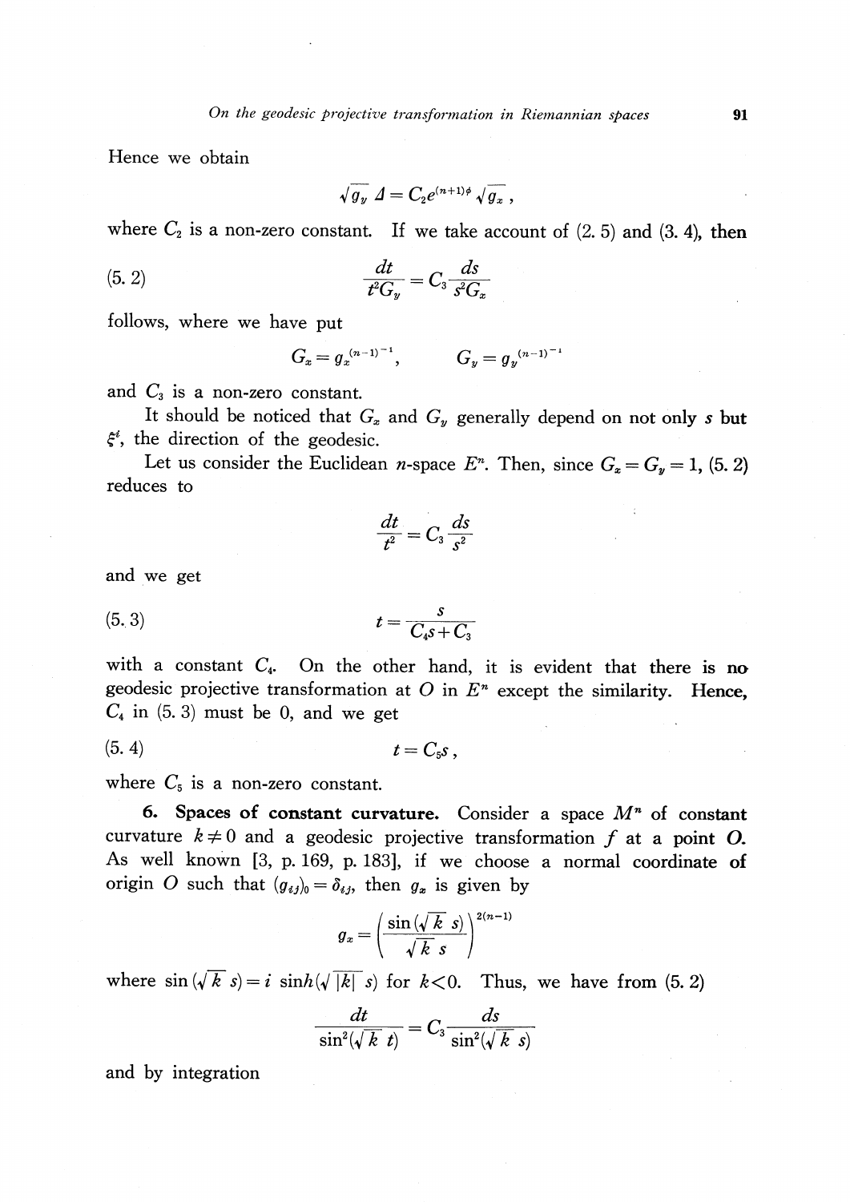Hence we obtain

$$\sqrt{g_y}\, \Delta = C_2 e^{(n+1)\phi} \sqrt{g_x}\,,$$

where $C_2$ is a non-zero constant. If we take account of (2. 5) and (3. 4), then

$$\frac{dt}{t^2 G_y} = C_3 \frac{ds}{s^2 G_x} \tag{5. 2}$$

follows, where we have put

$$G_x = g_x^{(n-1)^{-1}}, \qquad G_y = g_y^{(n-1)^{-1}}$$

and $C_3$ is a non-zero constant.

It should be noticed that $G_x$ and $G_y$ generally depend on not only $s$ but $\xi^i$, the direction of the geodesic.

Let us consider the Euclidean $n$-space $E^n$. Then, since $G_x = G_y = 1$, (5. 2) reduces to

$$\frac{dt}{t^2} = C_3 \frac{ds}{s^2}$$

and we get

$$t = \frac{s}{C_4 s + C_3} \tag{5. 3}$$

with a constant $C_4$. On the other hand, it is evident that there is no geodesic projective transformation at $O$ in $E^n$ except the similarity. Hence, $C_4$ in (5. 3) must be 0, and we get

$$t = C_5 s\,, \tag{5. 4}$$

where $C_5$ is a non-zero constant.

**6. Spaces of constant curvature.** Consider a space $M^n$ of constant curvature $k \neq 0$ and a geodesic projective transformation $f$ at a point $O$. As well known [3, p. 169, p. 183], if we choose a normal coordinate of origin $O$ such that $(g_{ij})_0 = \delta_{ij}$, then $g_x$ is given by

$$g_x = \left( \frac{\sin(\sqrt{k}\, s)}{\sqrt{k}\, s} \right)^{2(n-1)}$$

where $\sin(\sqrt{k}\, s) = i \sinh(\sqrt{|k|}\, s)$ for $k<0$. Thus, we have from (5. 2)

$$\frac{dt}{\sin^2(\sqrt{k}\, t)} = C_3 \frac{ds}{\sin^2(\sqrt{k}\, s)}$$

and by integration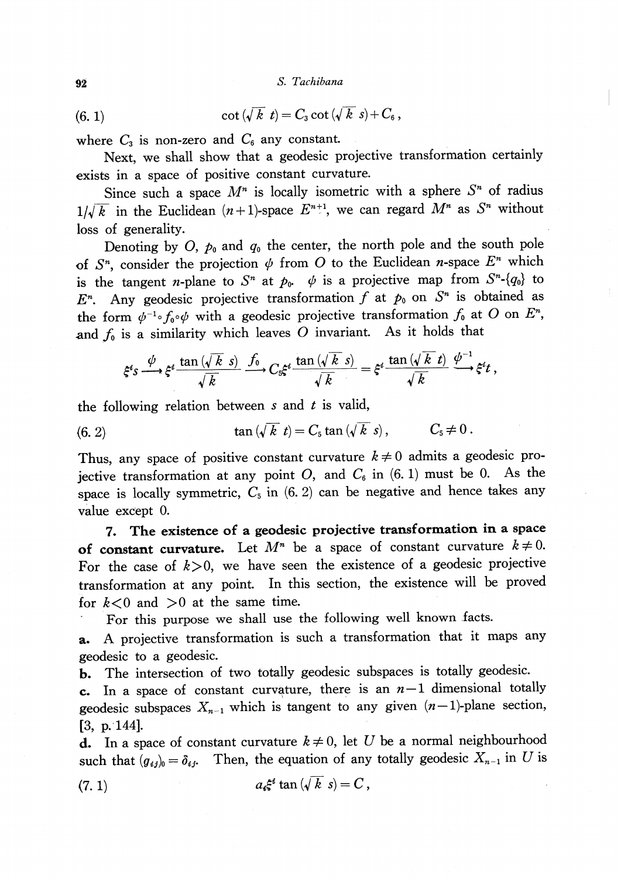$$(6.1) \qquad \cot(\sqrt{k}\, t) = C_3 \cot(\sqrt{k}\, s) + C_6\,,$$

where $C_3$ is non-zero and $C_6$ any constant.

Next, we shall show that a geodesic projective transformation certainly exists in a space of positive constant curvature.

Since such a space $M^n$ is locally isometric with a sphere $S^n$ of radius $1/\sqrt{k}$ in the Euclidean $(n+1)$-space $E^{n+1}$, we can regard $M^n$ as $S^n$ without loss of generality.

Denoting by $O$, $p_0$ and $q_0$ the center, the north pole and the south pole of $S^n$, consider the projection $\psi$ from $O$ to the Euclidean $n$-space $E^n$ which is the tangent $n$-plane to $S^n$ at $p_0$. $\psi$ is a projective map from $S^n$-$\{q_0\}$ to $E^n$. Any geodesic projective transformation $f$ at $p_0$ on $S^n$ is obtained as the form $\psi^{-1}\circ f_0 \circ \psi$ with a geodesic projective transformation $f_0$ at $O$ on $E^n$, and $f_0$ is a similarity which leaves $O$ invariant. As it holds that

$$\xi^i s \overset{\psi}{\longrightarrow} \xi^i \frac{\tan(\sqrt{k}\, s)}{\sqrt{k}} \overset{f_0}{\longrightarrow} C_5 \xi^i \frac{\tan(\sqrt{k}\, s)}{\sqrt{k}} = \xi^i \frac{\tan(\sqrt{k}\, t)}{\sqrt{k}} \overset{\psi^{-1}}{\longrightarrow} \xi^i t\,,$$

the following relation between $s$ and $t$ is valid,

$$(6.2) \qquad \tan(\sqrt{k}\, t) = C_5 \tan(\sqrt{k}\, s)\,, \qquad C_5 \neq 0\,.$$

Thus, any space of positive constant curvature $k \neq 0$ admits a geodesic projective transformation at any point $O$, and $C_6$ in (6.1) must be 0. As the space is locally symmetric, $C_5$ in (6.2) can be negative and hence takes any value except 0.

## 7. The existence of a geodesic projective transformation in a space of constant curvature.

Let $M^n$ be a space of constant curvature $k \neq 0$. For the case of $k > 0$, we have seen the existence of a geodesic projective transformation at any point. In this section, the existence will be proved for $k < 0$ and $> 0$ at the same time.

For this purpose we shall use the following well known facts.

**a.** A projective transformation is such a transformation that it maps any geodesic to a geodesic.

**b.** The intersection of two totally geodesic subspaces is totally geodesic.

**c.** In a space of constant curvature, there is an $n-1$ dimensional totally geodesic subspaces $X_{n-1}$ which is tangent to any given $(n-1)$-plane section, [3, p. 144].

**d.** In a space of constant curvature $k \neq 0$, let $U$ be a normal neighbourhood such that $(g_{ij})_0 = \delta_{ij}$. Then, the equation of any totally geodesic $X_{n-1}$ in $U$ is

$$(7.1) \qquad a_i \xi^i \tan(\sqrt{k}\, s) = C\,,$$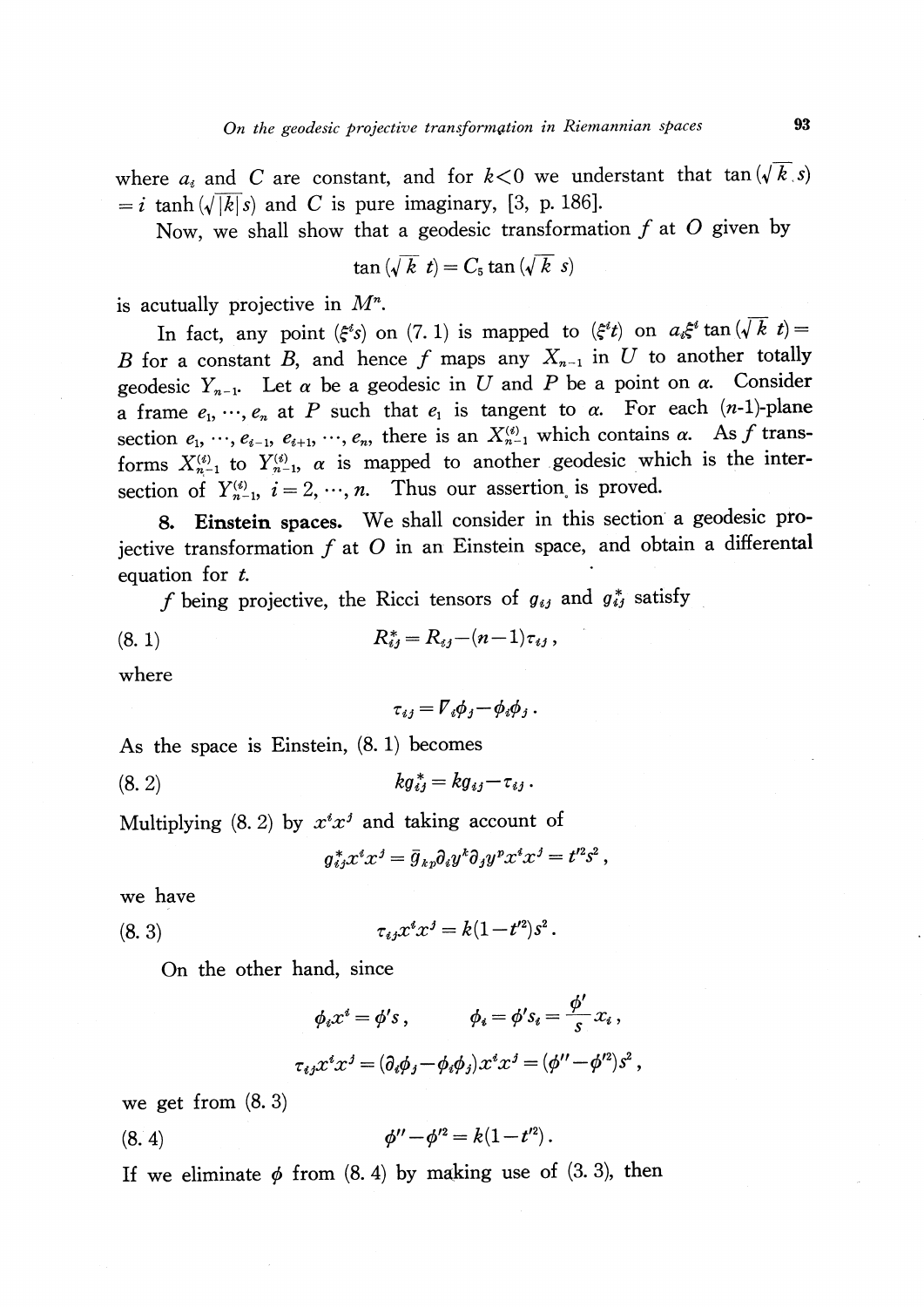where $a_i$ and $C$ are constant, and for $k<0$ we understant that $\tan(\sqrt{k}\,s) = i\tanh(\sqrt{|k|}\,s)$ and $C$ is pure imaginary, [3, p. 186].

Now, we shall show that a geodesic transformation $f$ at $O$ given by

$$\tan(\sqrt{k}\,t) = C_5 \tan(\sqrt{k}\,s)$$

is acutually projective in $M^n$.

In fact, any point $(\xi^i s)$ on (7. 1) is mapped to $(\xi^i t)$ on $a_i\xi^i \tan(\sqrt{k}\,t) = B$ for a constant $B$, and hence $f$ maps any $X_{n-1}$ in $U$ to another totally geodesic $Y_{n-1}$. Let $\alpha$ be a geodesic in $U$ and $P$ be a point on $\alpha$. Consider a frame $e_1, \cdots, e_n$ at $P$ such that $e_1$ is tangent to $\alpha$. For each $(n$-$1)$-plane section $e_1, \cdots, e_{i-1}, e_{i+1}, \cdots, e_n$, there is an $X_{n-1}^{(i)}$ which contains $\alpha$. As $f$ transforms $X_{n-1}^{(i)}$ to $Y_{n-1}^{(i)}$, $\alpha$ is mapped to another geodesic which is the intersection of $Y_{n-1}^{(i)}$, $i = 2, \cdots, n$. Thus our assertion is proved.

**8. Einstein spaces.** We shall consider in this section a geodesic projective transformation $f$ at $O$ in an Einstein space, and obtain a differental equation for $t$.

$f$ being projective, the Ricci tensors of $g_{ij}$ and $g^*_{ij}$ satisfy

$$R^*_{ij} = R_{ij} - (n-1)\tau_{ij}, \tag{8. 1}$$

where

$$\tau_{ij} = \nabla_i \phi_j - \phi_i \phi_j .$$

As the space is Einstein, (8. 1) becomes

$$k g^*_{ij} = k g_{ij} - \tau_{ij} . \tag{8. 2}$$

Multiplying (8. 2) by $x^i x^j$ and taking account of

$$g^*_{ij} x^i x^j = \bar{g}_{kp} \partial_i y^k \partial_j y^p x^i x^j = t'^2 s^2 ,$$

we have

$$\tau_{ij} x^i x^j = k(1-t'^2) s^2 . \tag{8. 3}$$

On the other hand, since

$$\phi_i x^i = \phi' s , \qquad \phi_i = \phi' s_i = \frac{\phi'}{s} x_i ,$$

$$\tau_{ij} x^i x^j = (\partial_i \phi_j - \phi_i \phi_j) x^i x^j = (\phi'' - \phi'^2) s^2 ,$$

we get from (8. 3)

$$\phi'' - \phi'^2 = k(1-t'^2) . \tag{8. 4}$$

If we eliminate $\phi$ from (8. 4) by making use of (3. 3), then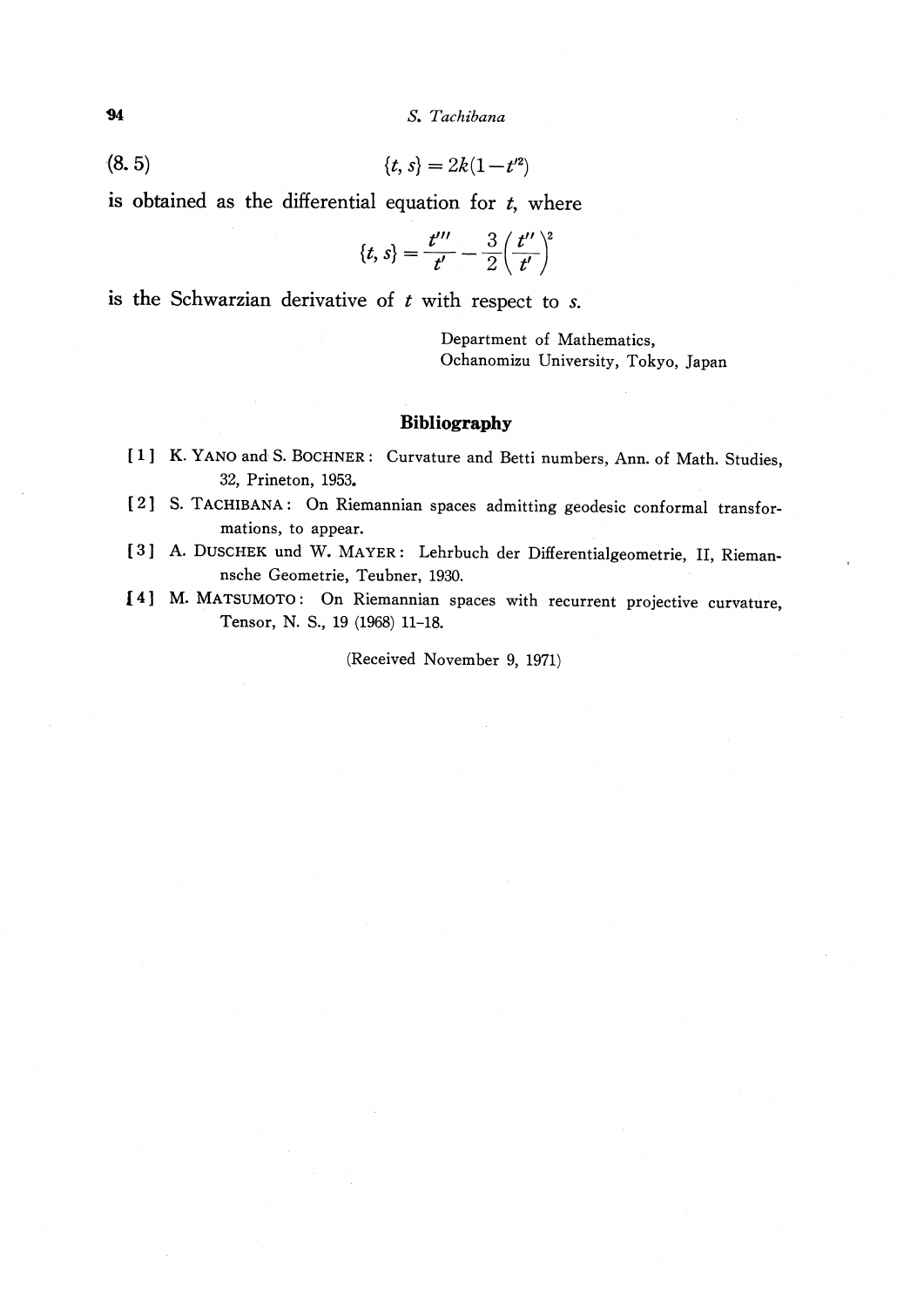$$\{t, s\} = 2k(1-t'^2) \tag{8.5}$$

is obtained as the differential equation for $t$, where

$$\{t, s\} = \frac{t'''}{t'} - \frac{3}{2}\left(\frac{t''}{t'}\right)^2$$

is the Schwarzian derivative of $t$ with respect to $s$.

Department of Mathematics,
Ochanomizu University, Tokyo, Japan

## Bibliography

[1] K. YANO and S. BOCHNER: Curvature and Betti numbers, Ann. of Math. Studies, 32, Prineton, 1953.

[2] S. TACHIBANA: On Riemannian spaces admitting geodesic conformal transformations, to appear.

[3] A. DUSCHEK und W. MAYER: Lehrbuch der Differentialgeometrie, II, Riemannsche Geometrie, Teubner, 1930.

[4] M. MATSUMOTO: On Riemannian spaces with recurrent projective curvature, Tensor, N. S., 19 (1968) 11–18.

(Received November 9, 1971)